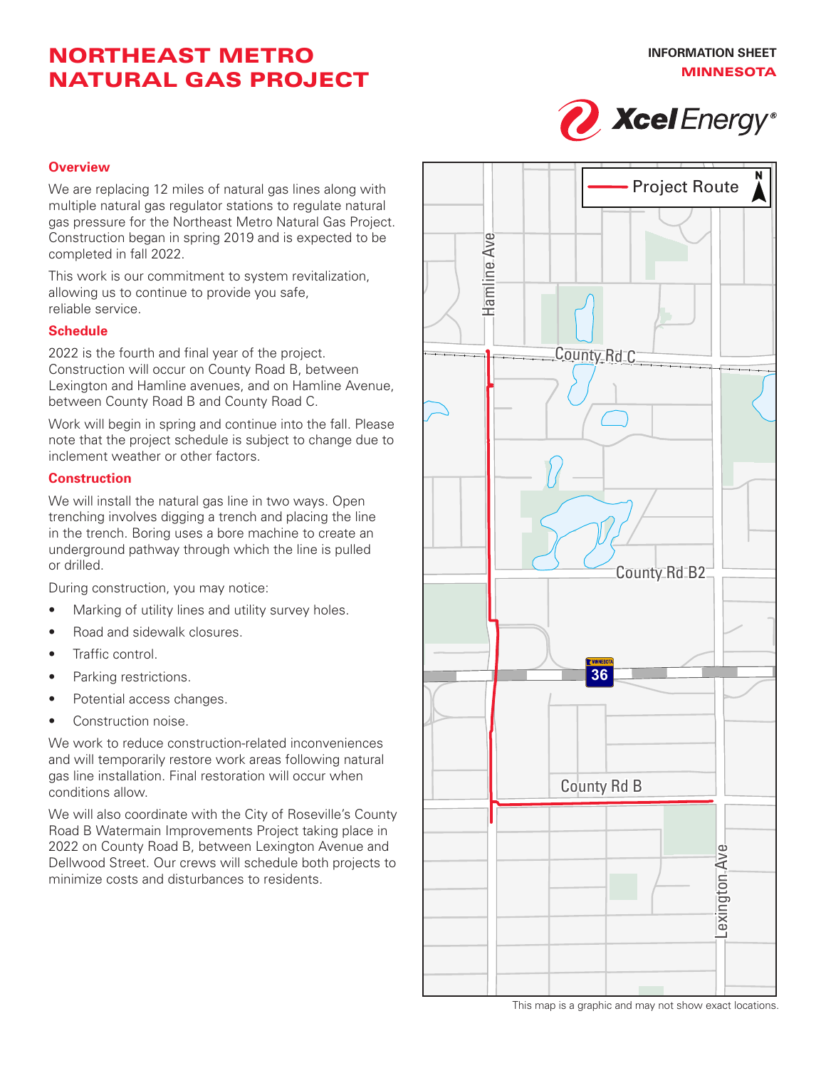# NORTHEAST METRO NATURAL GAS PROJECT

INFORMATION SHEET
MINNESOTA

Xcel Energy

## Overview

We are replacing 12 miles of natural gas lines along with multiple natural gas regulator stations to regulate natural gas pressure for the Northeast Metro Natural Gas Project. Construction began in spring 2019 and is expected to be completed in fall 2022.

This work is our commitment to system revitalization, allowing us to continue to provide you safe, reliable service.

## Schedule

2022 is the fourth and final year of the project. Construction will occur on County Road B, between Lexington and Hamline avenues, and on Hamline Avenue, between County Road B and County Road C.

Work will begin in spring and continue into the fall. Please note that the project schedule is subject to change due to inclement weather or other factors.

## Construction

We will install the natural gas line in two ways. Open trenching involves digging a trench and placing the line in the trench. Boring uses a bore machine to create an underground pathway through which the line is pulled or drilled.

During construction, you may notice:

- Marking of utility lines and utility survey holes.
- Road and sidewalk closures.
- Traffic control.
- Parking restrictions.
- Potential access changes.
- Construction noise.

We work to reduce construction-related inconveniences and will temporarily restore work areas following natural gas line installation. Final restoration will occur when conditions allow.

We will also coordinate with the City of Roseville's County Road B Watermain Improvements Project taking place in 2022 on County Road B, between Lexington Avenue and Dellwood Street. Our crews will schedule both projects to minimize costs and disturbances to residents.

Project Route

Hamline Ave, County Rd C, County Rd B2, 36, County Rd B, Lexington Ave

This map is a graphic and may not show exact locations.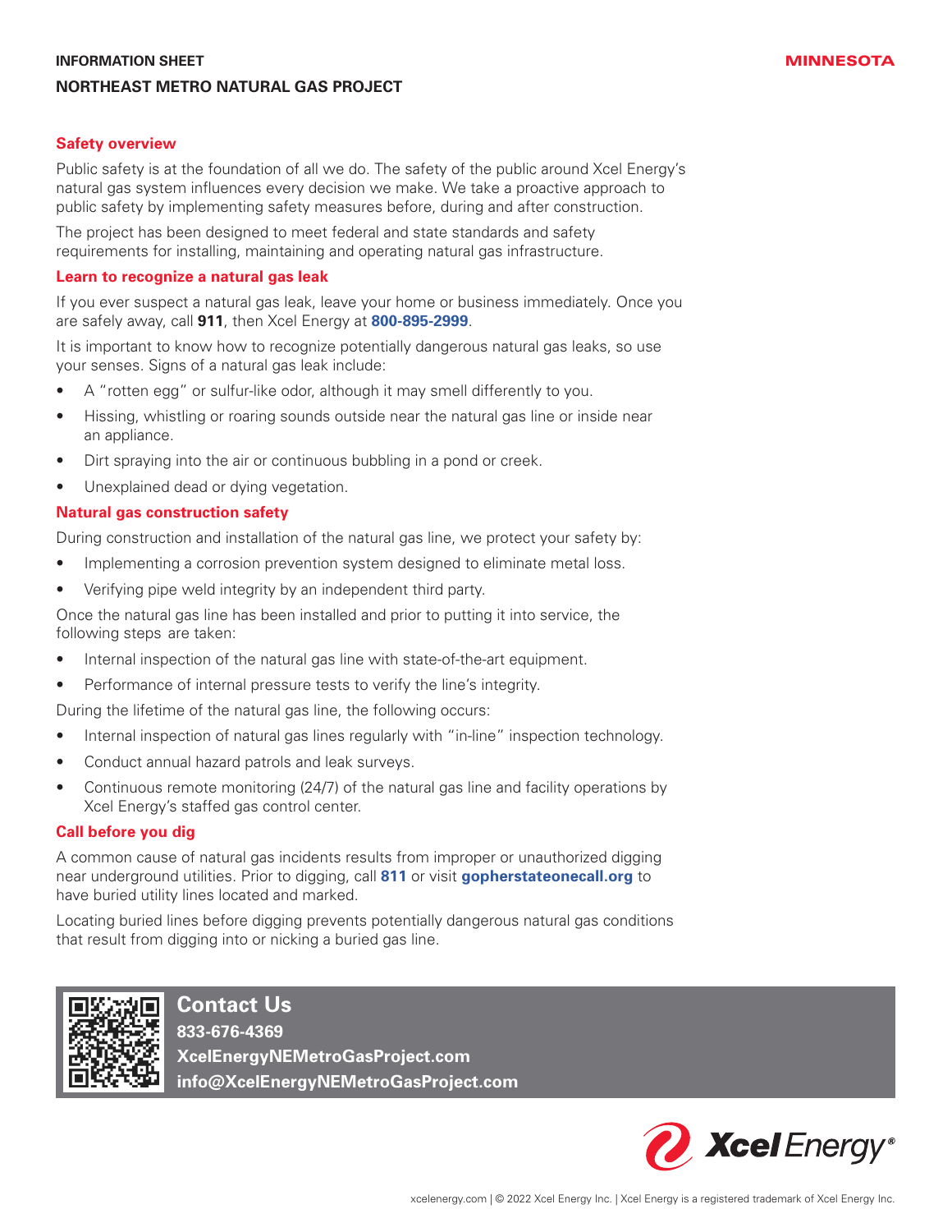**INFORMATION SHEET**

**MINNESOTA**

**NORTHEAST METRO NATURAL GAS PROJECT**

## Safety overview

Public safety is at the foundation of all we do. The safety of the public around Xcel Energy's natural gas system influences every decision we make. We take a proactive approach to public safety by implementing safety measures before, during and after construction.

The project has been designed to meet federal and state standards and safety requirements for installing, maintaining and operating natural gas infrastructure.

## Learn to recognize a natural gas leak

If you ever suspect a natural gas leak, leave your home or business immediately. Once you are safely away, call **911**, then Xcel Energy at **800-895-2999**.

It is important to know how to recognize potentially dangerous natural gas leaks, so use your senses. Signs of a natural gas leak include:

- A "rotten egg" or sulfur-like odor, although it may smell differently to you.
- Hissing, whistling or roaring sounds outside near the natural gas line or inside near an appliance.
- Dirt spraying into the air or continuous bubbling in a pond or creek.
- Unexplained dead or dying vegetation.

## Natural gas construction safety

During construction and installation of the natural gas line, we protect your safety by:

- Implementing a corrosion prevention system designed to eliminate metal loss.
- Verifying pipe weld integrity by an independent third party.

Once the natural gas line has been installed and prior to putting it into service, the following steps are taken:

- Internal inspection of the natural gas line with state-of-the-art equipment.
- Performance of internal pressure tests to verify the line's integrity.

During the lifetime of the natural gas line, the following occurs:

- Internal inspection of natural gas lines regularly with "in-line" inspection technology.
- Conduct annual hazard patrols and leak surveys.
- Continuous remote monitoring (24/7) of the natural gas line and facility operations by Xcel Energy's staffed gas control center.

## Call before you dig

A common cause of natural gas incidents results from improper or unauthorized digging near underground utilities. Prior to digging, call **811** or visit **gopherstateonecall.org** to have buried utility lines located and marked.

Locating buried lines before digging prevents potentially dangerous natural gas conditions that result from digging into or nicking a buried gas line.

## Contact Us

**833-676-4369**

**XcelEnergyNEMetroGasProject.com**

**info@XcelEnergyNEMetroGasProject.com**

Xcel Energy®

xcelenergy.com | © 2022 Xcel Energy Inc. | Xcel Energy is a registered trademark of Xcel Energy Inc.